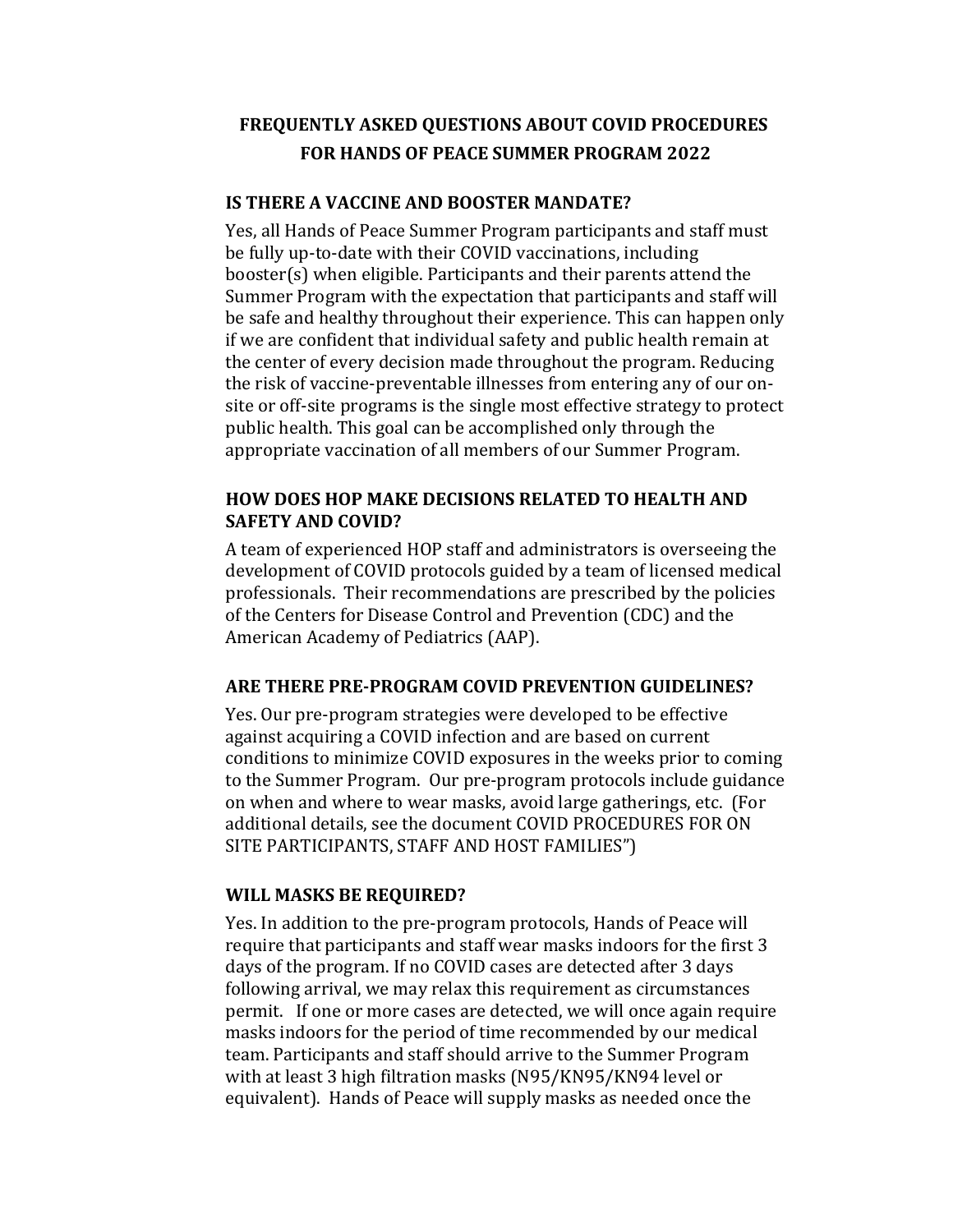# FREQUENTLY ASKED QUESTIONS ABOUT COVID PROCEDURES FOR HANDS OF PEACE SUMMER PROGRAM 2022

## IS THERE A VACCINE AND BOOSTER MANDATE?

Yes, all Hands of Peace Summer Program participants and staff must be fully up-to-date with their COVID vaccinations, including booster(s) when eligible. Participants and their parents attend the Summer Program with the expectation that participants and staff will be safe and healthy throughout their experience. This can happen only if we are confident that individual safety and public health remain at the center of every decision made throughout the program. Reducing the risk of vaccine-preventable illnesses from entering any of our on-site or off-site programs is the single most effective strategy to protect public health. This goal can be accomplished only through the appropriate vaccination of all members of our Summer Program.

## HOW DOES HOP MAKE DECISIONS RELATED TO HEALTH AND SAFETY AND COVID?

A team of experienced HOP staff and administrators is overseeing the development of COVID protocols guided by a team of licensed medical professionals. Their recommendations are prescribed by the policies of the Centers for Disease Control and Prevention (CDC) and the American Academy of Pediatrics (AAP).

## ARE THERE PRE-PROGRAM COVID PREVENTION GUIDELINES?

Yes. Our pre-program strategies were developed to be effective against acquiring a COVID infection and are based on current conditions to minimize COVID exposures in the weeks prior to coming to the Summer Program. Our pre-program protocols include guidance on when and where to wear masks, avoid large gatherings, etc. (For additional details, see the document COVID PROCEDURES FOR ON SITE PARTICIPANTS, STAFF AND HOST FAMILIES")

## WILL MASKS BE REQUIRED?

Yes. In addition to the pre-program protocols, Hands of Peace will require that participants and staff wear masks indoors for the first 3 days of the program. If no COVID cases are detected after 3 days following arrival, we may relax this requirement as circumstances permit. If one or more cases are detected, we will once again require masks indoors for the period of time recommended by our medical team. Participants and staff should arrive to the Summer Program with at least 3 high filtration masks (N95/KN95/KN94 level or equivalent). Hands of Peace will supply masks as needed once the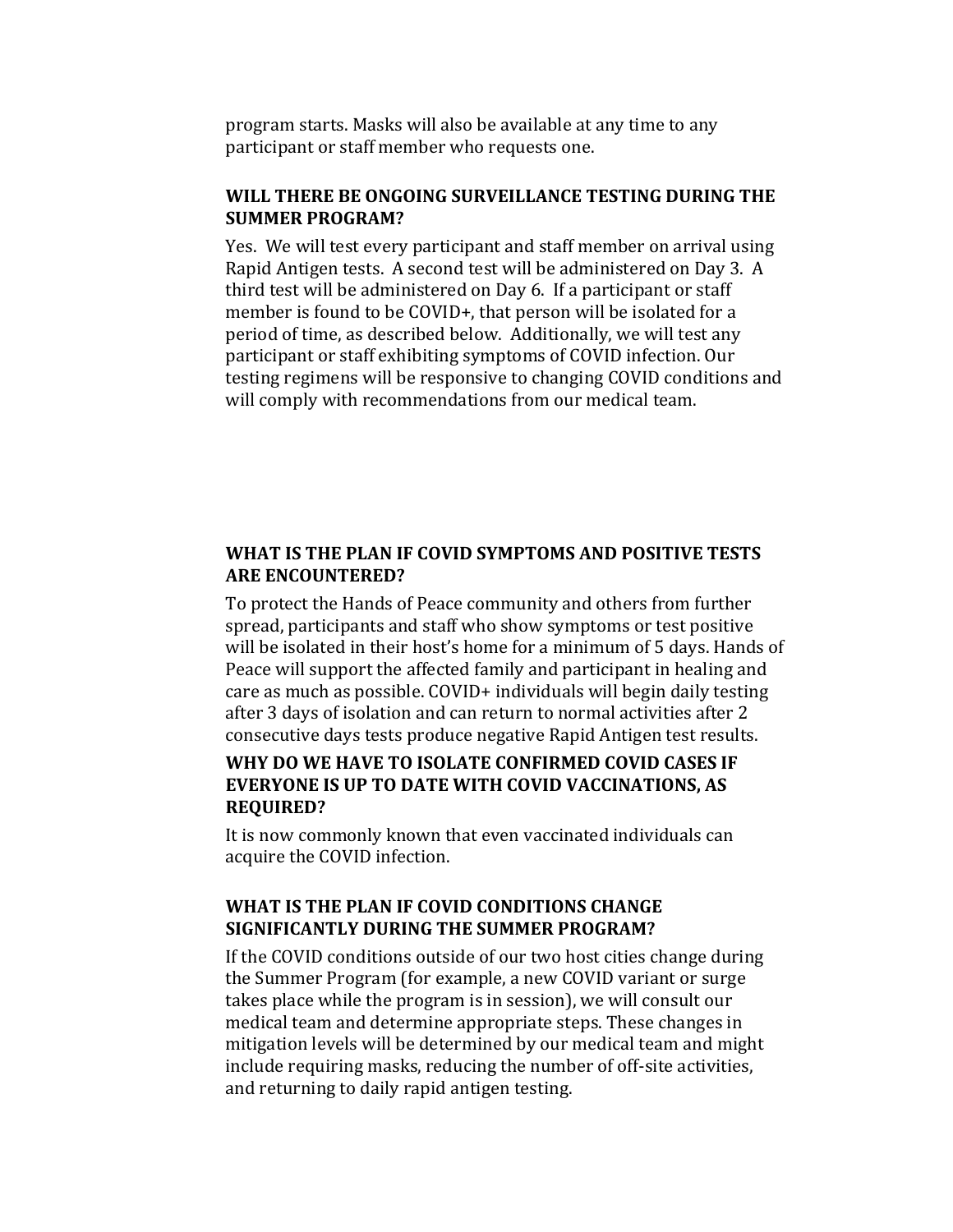program starts. Masks will also be available at any time to any participant or staff member who requests one.

**WILL THERE BE ONGOING SURVEILLANCE TESTING DURING THE SUMMER PROGRAM?**

Yes. We will test every participant and staff member on arrival using Rapid Antigen tests. A second test will be administered on Day 3. A third test will be administered on Day 6. If a participant or staff member is found to be COVID+, that person will be isolated for a period of time, as described below. Additionally, we will test any participant or staff exhibiting symptoms of COVID infection. Our testing regimens will be responsive to changing COVID conditions and will comply with recommendations from our medical team.

**WHAT IS THE PLAN IF COVID SYMPTOMS AND POSITIVE TESTS ARE ENCOUNTERED?**

To protect the Hands of Peace community and others from further spread, participants and staff who show symptoms or test positive will be isolated in their host's home for a minimum of 5 days. Hands of Peace will support the affected family and participant in healing and care as much as possible. COVID+ individuals will begin daily testing after 3 days of isolation and can return to normal activities after 2 consecutive days tests produce negative Rapid Antigen test results.

**WHY DO WE HAVE TO ISOLATE CONFIRMED COVID CASES IF EVERYONE IS UP TO DATE WITH COVID VACCINATIONS, AS REQUIRED?**

It is now commonly known that even vaccinated individuals can acquire the COVID infection.

**WHAT IS THE PLAN IF COVID CONDITIONS CHANGE SIGNIFICANTLY DURING THE SUMMER PROGRAM?**

If the COVID conditions outside of our two host cities change during the Summer Program (for example, a new COVID variant or surge takes place while the program is in session), we will consult our medical team and determine appropriate steps. These changes in mitigation levels will be determined by our medical team and might include requiring masks, reducing the number of off-site activities, and returning to daily rapid antigen testing.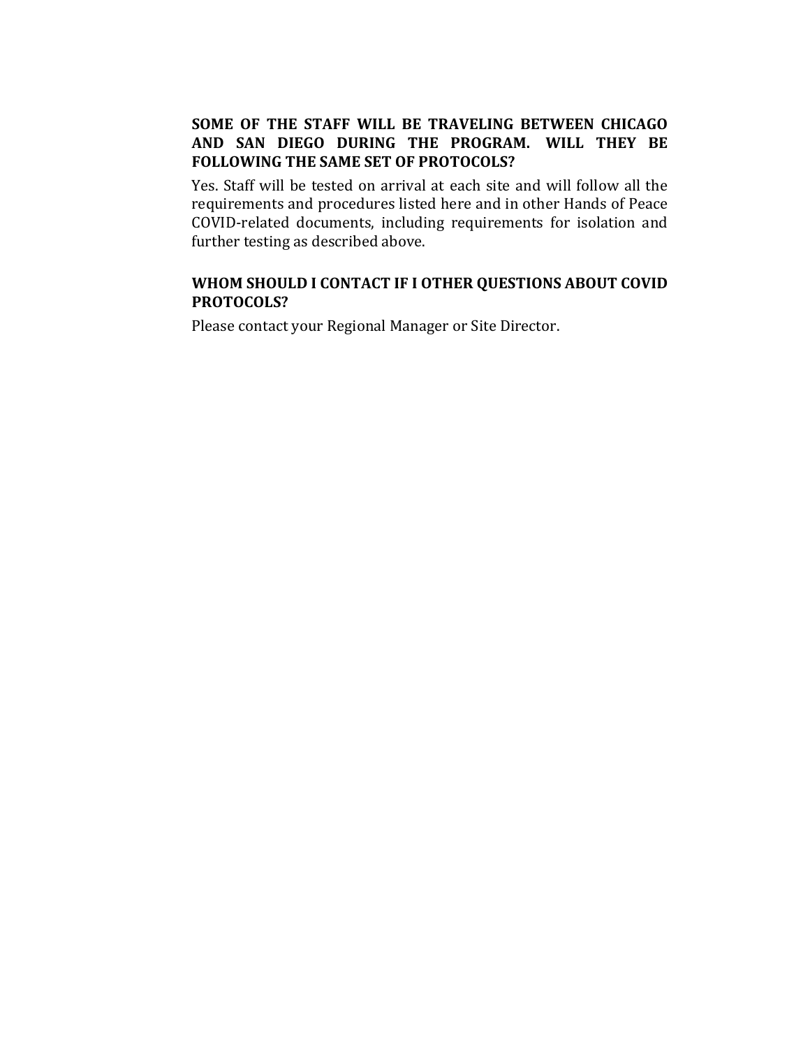**SOME OF THE STAFF WILL BE TRAVELING BETWEEN CHICAGO AND SAN DIEGO DURING THE PROGRAM. WILL THEY BE FOLLOWING THE SAME SET OF PROTOCOLS?**

Yes. Staff will be tested on arrival at each site and will follow all the requirements and procedures listed here and in other Hands of Peace COVID-related documents, including requirements for isolation and further testing as described above.

**WHOM SHOULD I CONTACT IF I OTHER QUESTIONS ABOUT COVID PROTOCOLS?**

Please contact your Regional Manager or Site Director.